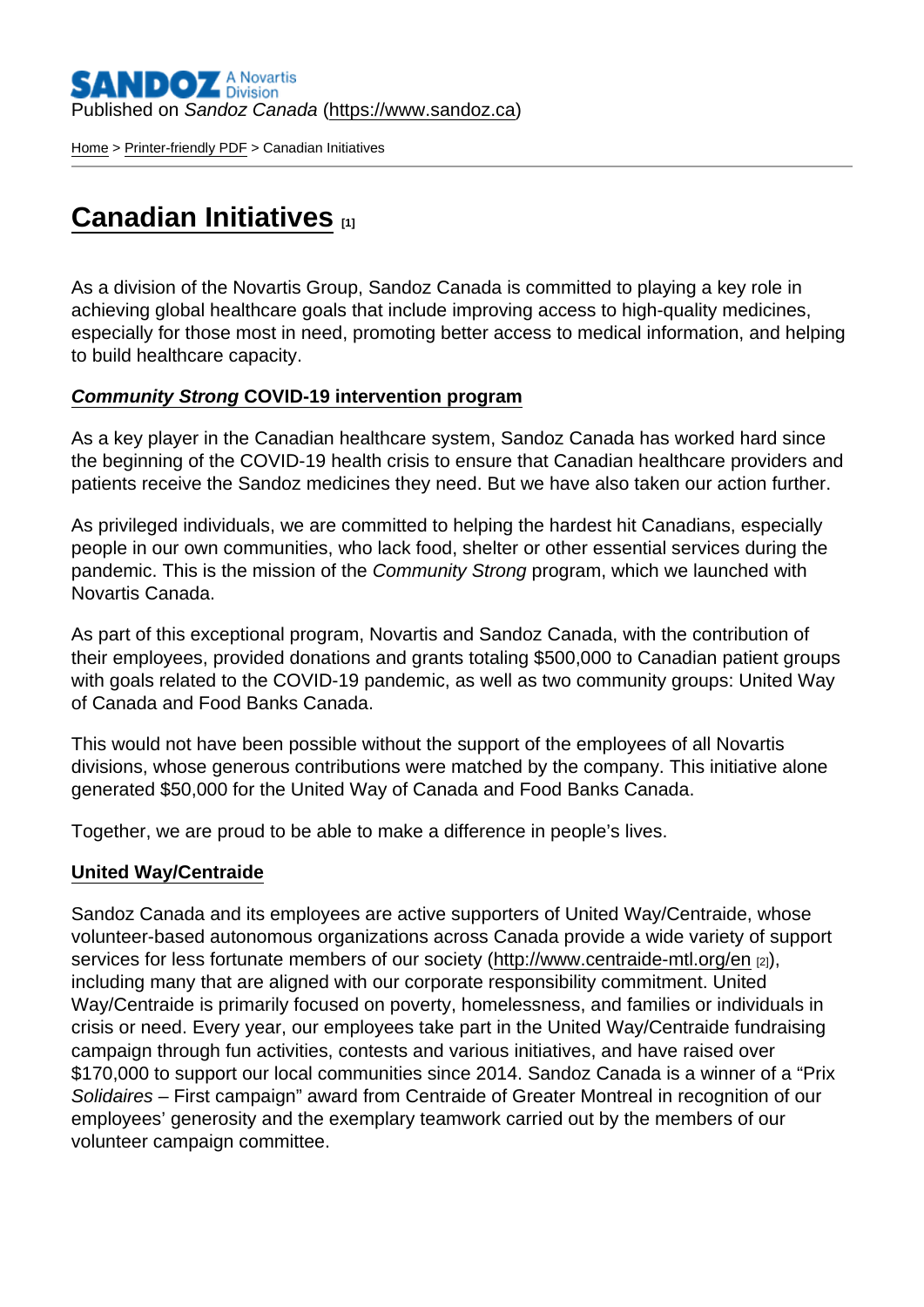Published on *Sandoz Canada* (https://www.sandoz.ca)

Home > Printer-friendly PDF > Canadian Initiatives

# Canadian Initiatives [1]

As a division of the Novartis Group, Sandoz Canada is committed to playing a key role in achieving global healthcare goals that include improving access to high-quality medicines, especially for those most in need, promoting better access to medical information, and helping to build healthcare capacity.

## *Community Strong* COVID-19 intervention program

As a key player in the Canadian healthcare system, Sandoz Canada has worked hard since the beginning of the COVID-19 health crisis to ensure that Canadian healthcare providers and patients receive the Sandoz medicines they need. But we have also taken our action further.

As privileged individuals, we are committed to helping the hardest hit Canadians, especially people in our own communities, who lack food, shelter or other essential services during the pandemic. This is the mission of the *Community Strong* program, which we launched with Novartis Canada.

As part of this exceptional program, Novartis and Sandoz Canada, with the contribution of their employees, provided donations and grants totaling $500,000 to Canadian patient groups with goals related to the COVID-19 pandemic, as well as two community groups: United Way of Canada and Food Banks Canada.

This would not have been possible without the support of the employees of all Novartis divisions, whose generous contributions were matched by the company. This initiative alone generated $50,000 for the United Way of Canada and Food Banks Canada.

Together, we are proud to be able to make a difference in people's lives.

## United Way/Centraide

Sandoz Canada and its employees are active supporters of United Way/Centraide, whose volunteer-based autonomous organizations across Canada provide a wide variety of support services for less fortunate members of our society (http://www.centraide-mtl.org/en [2]), including many that are aligned with our corporate responsibility commitment. United Way/Centraide is primarily focused on poverty, homelessness, and families or individuals in crisis or need. Every year, our employees take part in the United Way/Centraide fundraising campaign through fun activities, contests and various initiatives, and have raised over $170,000 to support our local communities since 2014. Sandoz Canada is a winner of a "Prix *Solidaires* – First campaign" award from Centraide of Greater Montreal in recognition of our employees' generosity and the exemplary teamwork carried out by the members of our volunteer campaign committee.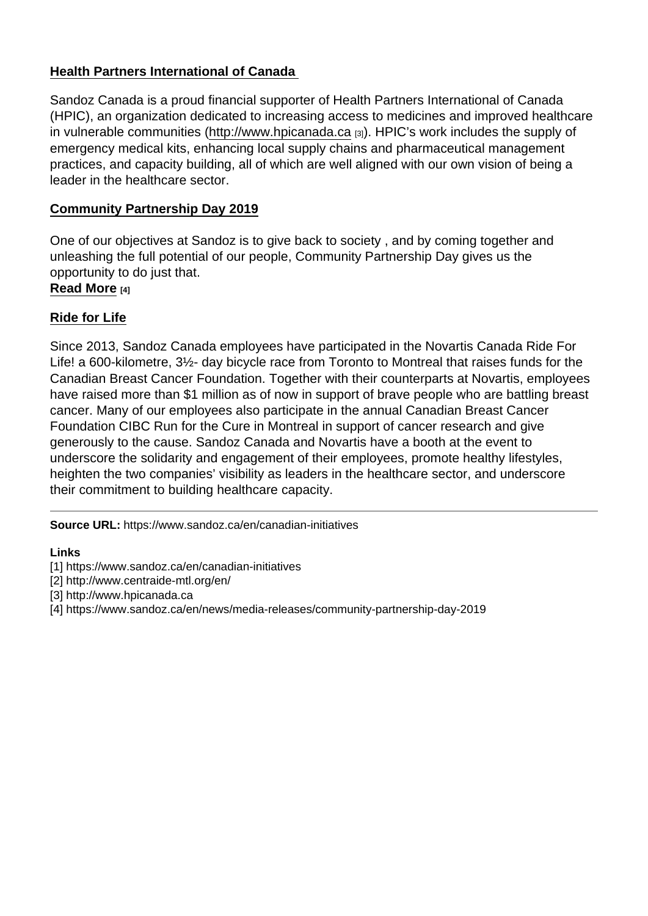### Health Partners International of Canada

Sandoz Canada is a proud financial supporter of Health Partners International of Canada (HPIC), an organization dedicated to increasing access to medicines and improved healthcare in vulnerable communities (http://www.hpicanada.ca [3]). HPIC's work includes the supply of emergency medical kits, enhancing local supply chains and pharmaceutical management practices, and capacity building, all of which are well aligned with our own vision of being a leader in the healthcare sector.

### Community Partnership Day 2019

One of our objectives at Sandoz is to give back to society , and by coming together and unleashing the full potential of our people, Community Partnership Day gives us the opportunity to do just that.
**Read More** [4]

### Ride for Life

Since 2013, Sandoz Canada employees have participated in the Novartis Canada Ride For Life! a 600-kilometre, 3½- day bicycle race from Toronto to Montreal that raises funds for the Canadian Breast Cancer Foundation. Together with their counterparts at Novartis, employees have raised more than $1 million as of now in support of brave people who are battling breast cancer. Many of our employees also participate in the annual Canadian Breast Cancer Foundation CIBC Run for the Cure in Montreal in support of cancer research and give generously to the cause. Sandoz Canada and Novartis have a booth at the event to underscore the solidarity and engagement of their employees, promote healthy lifestyles, heighten the two companies' visibility as leaders in the healthcare sector, and underscore their commitment to building healthcare capacity.

---

**Source URL:** https://www.sandoz.ca/en/canadian-initiatives

**Links**
[1] https://www.sandoz.ca/en/canadian-initiatives
[2] http://www.centraide-mtl.org/en/
[3] http://www.hpicanada.ca
[4] https://www.sandoz.ca/en/news/media-releases/community-partnership-day-2019